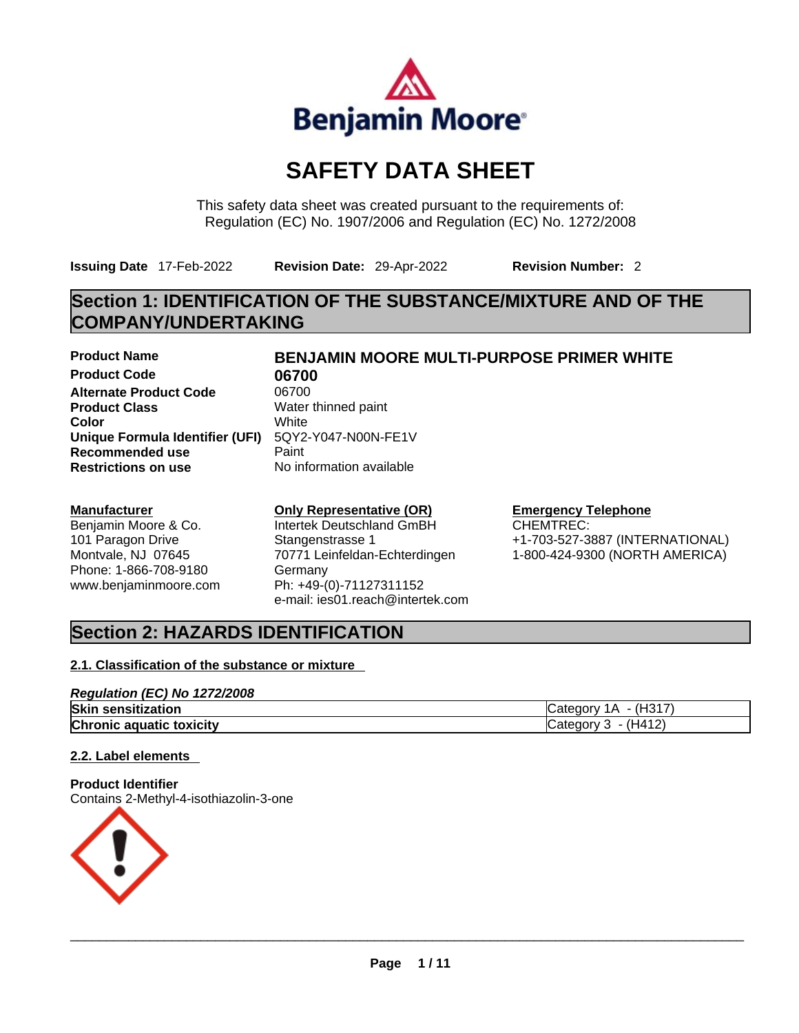# SAFETY DATA SHEET

This safety data sheet was created pursuant to the requirements of:
Regulation (EC) No. 1907/2006 and Regulation (EC) No. 1272/2008

**Issuing Date** 17-Feb-2022 **Revision Date:** 29-Apr-2022 **Revision Number:** 2

## Section 1: IDENTIFICATION OF THE SUBSTANCE/MIXTURE AND OF THE COMPANY/UNDERTAKING

**Product Name** **BENJAMIN MOORE MULTI-PURPOSE PRIMER WHITE**
**Product Code** **06700**
**Alternate Product Code** 06700
**Product Class** Water thinned paint
**Color** White
**Unique Formula Identifier (UFI)** 5QY2-Y047-N00N-FE1V
**Recommended use** Paint
**Restrictions on use** No information available

**Manufacturer**
Benjamin Moore & Co.
101 Paragon Drive
Montvale, NJ 07645
Phone: 1-866-708-9180
www.benjaminmoore.com

**Only Representative (OR)**
Intertek Deutschland GmBH
Stangenstrasse 1
70771 Leinfeldan-Echterdingen
Germany
Ph: +49-(0)-71127311152
e-mail: ies01.reach@intertek.com

**Emergency Telephone**
CHEMTREC:
+1-703-527-3887 (INTERNATIONAL)
1-800-424-9300 (NORTH AMERICA)

## Section 2: HAZARDS IDENTIFICATION

### 2.1. Classification of the substance or mixture

*Regulation (EC) No 1272/2008*

| | |
|---|---|
| **Skin sensitization** | Category 1A - (H317) |
| **Chronic aquatic toxicity** | Category 3 - (H412) |

### 2.2. Label elements

**Product Identifier**
Contains 2-Methyl-4-isothiazolin-3-one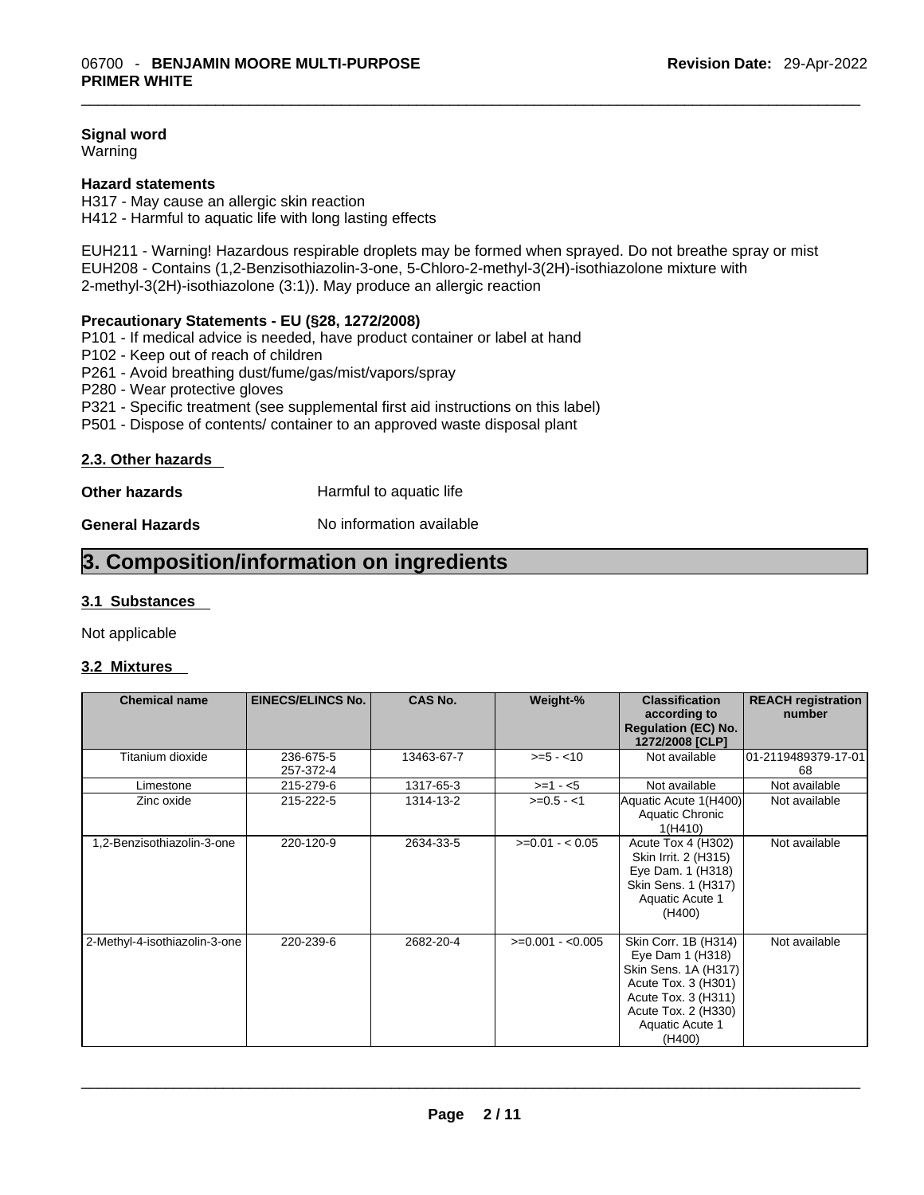**Signal word**
Warning

**Hazard statements**
H317 - May cause an allergic skin reaction
H412 - Harmful to aquatic life with long lasting effects

EUH211 - Warning! Hazardous respirable droplets may be formed when sprayed. Do not breathe spray or mist
EUH208 - Contains (1,2-Benzisothiazolin-3-one, 5-Chloro-2-methyl-3(2H)-isothiazolone mixture with 2-methyl-3(2H)-isothiazolone (3:1)). May produce an allergic reaction

**Precautionary Statements - EU (§28, 1272/2008)**
P101 - If medical advice is needed, have product container or label at hand
P102 - Keep out of reach of children
P261 - Avoid breathing dust/fume/gas/mist/vapors/spray
P280 - Wear protective gloves
P321 - Specific treatment (see supplemental first aid instructions on this label)
P501 - Dispose of contents/ container to an approved waste disposal plant

### 2.3. Other hazards

**Other hazards** Harmful to aquatic life

**General Hazards** No information available

# 3. Composition/information on ingredients

### 3.1 Substances

Not applicable

### 3.2 Mixtures

| Chemical name | EINECS/ELINCS No. | CAS No. | Weight-% | Classification according to Regulation (EC) No. 1272/2008 [CLP] | REACH registration number |
|---|---|---|---|---|---|
| Titanium dioxide | 236-675-5 257-372-4 | 13463-67-7 | >=5 - <10 | Not available | 01-2119489379-17-01 68 |
| Limestone | 215-279-6 | 1317-65-3 | >=1 - <5 | Not available | Not available |
| Zinc oxide | 215-222-5 | 1314-13-2 | >=0.5 - <1 | Aquatic Acute 1(H400) Aquatic Chronic 1(H410) | Not available |
| 1,2-Benzisothiazolin-3-one | 220-120-9 | 2634-33-5 | >=0.01 - < 0.05 | Acute Tox 4 (H302) Skin Irrit. 2 (H315) Eye Dam. 1 (H318) Skin Sens. 1 (H317) Aquatic Acute 1 (H400) | Not available |
| 2-Methyl-4-isothiazolin-3-one | 220-239-6 | 2682-20-4 | >=0.001 - <0.005 | Skin Corr. 1B (H314) Eye Dam 1 (H318) Skin Sens. 1A (H317) Acute Tox. 3 (H301) Acute Tox. 3 (H311) Acute Tox. 2 (H330) Aquatic Acute 1 (H400) | Not available |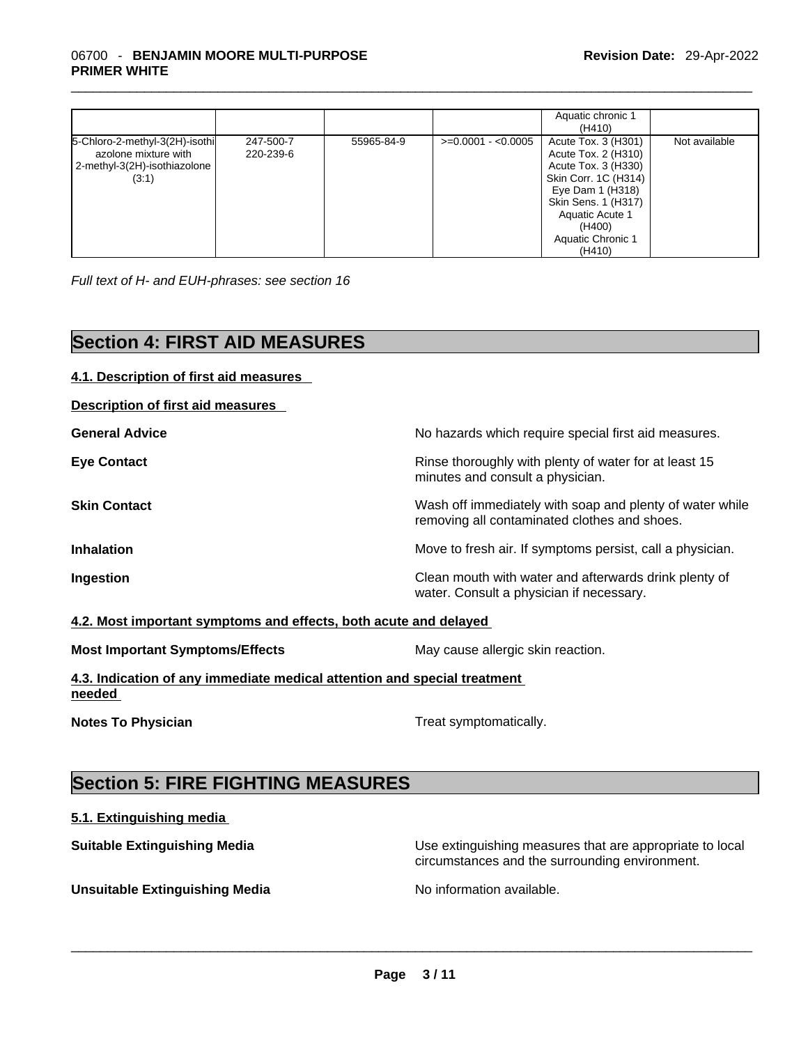|  |  |  |  | Aquatic chronic 1 (H410) |  |
|---|---|---|---|---|---|
| 5-Chloro-2-methyl-3(2H)-isothiazolone mixture with 2-methyl-3(2H)-isothiazolone (3:1) | 247-500-7 220-239-6 | 55965-84-9 | >=0.0001 - <0.0005 | Acute Tox. 3 (H301) Acute Tox. 2 (H310) Acute Tox. 3 (H330) Skin Corr. 1C (H314) Eye Dam 1 (H318) Skin Sens. 1 (H317) Aquatic Acute 1 (H400) Aquatic Chronic 1 (H410) | Not available |

*Full text of H- and EUH-phrases: see section 16*

## Section 4: FIRST AID MEASURES

### 4.1. Description of first aid measures

**Description of first aid measures**

**General Advice** No hazards which require special first aid measures.

**Eye Contact** Rinse thoroughly with plenty of water for at least 15 minutes and consult a physician.

**Skin Contact** Wash off immediately with soap and plenty of water while removing all contaminated clothes and shoes.

**Inhalation** Move to fresh air. If symptoms persist, call a physician.

**Ingestion** Clean mouth with water and afterwards drink plenty of water. Consult a physician if necessary.

### 4.2. Most important symptoms and effects, both acute and delayed

**Most Important Symptoms/Effects** May cause allergic skin reaction.

### 4.3. Indication of any immediate medical attention and special treatment needed

**Notes To Physician** Treat symptomatically.

## Section 5: FIRE FIGHTING MEASURES

### 5.1. Extinguishing media

**Suitable Extinguishing Media** Use extinguishing measures that are appropriate to local circumstances and the surrounding environment.

**Unsuitable Extinguishing Media** No information available.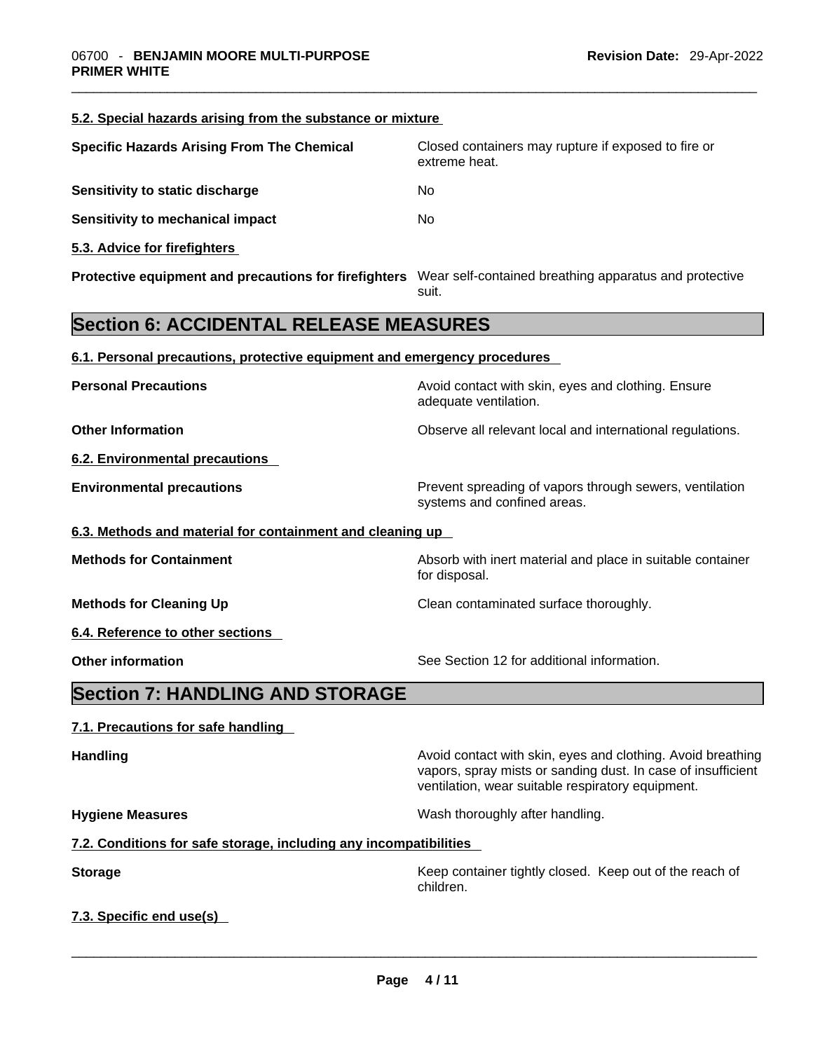#### 5.2. Special hazards arising from the substance or mixture

| | |
|---|---|
| **Specific Hazards Arising From The Chemical** | Closed containers may rupture if exposed to fire or extreme heat. |
| **Sensitivity to static discharge** | No |
| **Sensitivity to mechanical impact** | No |

#### 5.3. Advice for firefighters

| | |
|---|---|
| **Protective equipment and precautions for firefighters** | Wear self-contained breathing apparatus and protective suit. |

## Section 6: ACCIDENTAL RELEASE MEASURES

#### 6.1. Personal precautions, protective equipment and emergency procedures

| | |
|---|---|
| **Personal Precautions** | Avoid contact with skin, eyes and clothing. Ensure adequate ventilation. |
| **Other Information** | Observe all relevant local and international regulations. |

#### 6.2. Environmental precautions

| | |
|---|---|
| **Environmental precautions** | Prevent spreading of vapors through sewers, ventilation systems and confined areas. |

#### 6.3. Methods and material for containment and cleaning up

| | |
|---|---|
| **Methods for Containment** | Absorb with inert material and place in suitable container for disposal. |
| **Methods for Cleaning Up** | Clean contaminated surface thoroughly. |

#### 6.4. Reference to other sections

| | |
|---|---|
| **Other information** | See Section 12 for additional information. |

## Section 7: HANDLING AND STORAGE

#### 7.1. Precautions for safe handling

| | |
|---|---|
| **Handling** | Avoid contact with skin, eyes and clothing. Avoid breathing vapors, spray mists or sanding dust. In case of insufficient ventilation, wear suitable respiratory equipment. |
| **Hygiene Measures** | Wash thoroughly after handling. |

#### 7.2. Conditions for safe storage, including any incompatibilities

| | |
|---|---|
| **Storage** | Keep container tightly closed. Keep out of the reach of children. |

#### 7.3. Specific end use(s)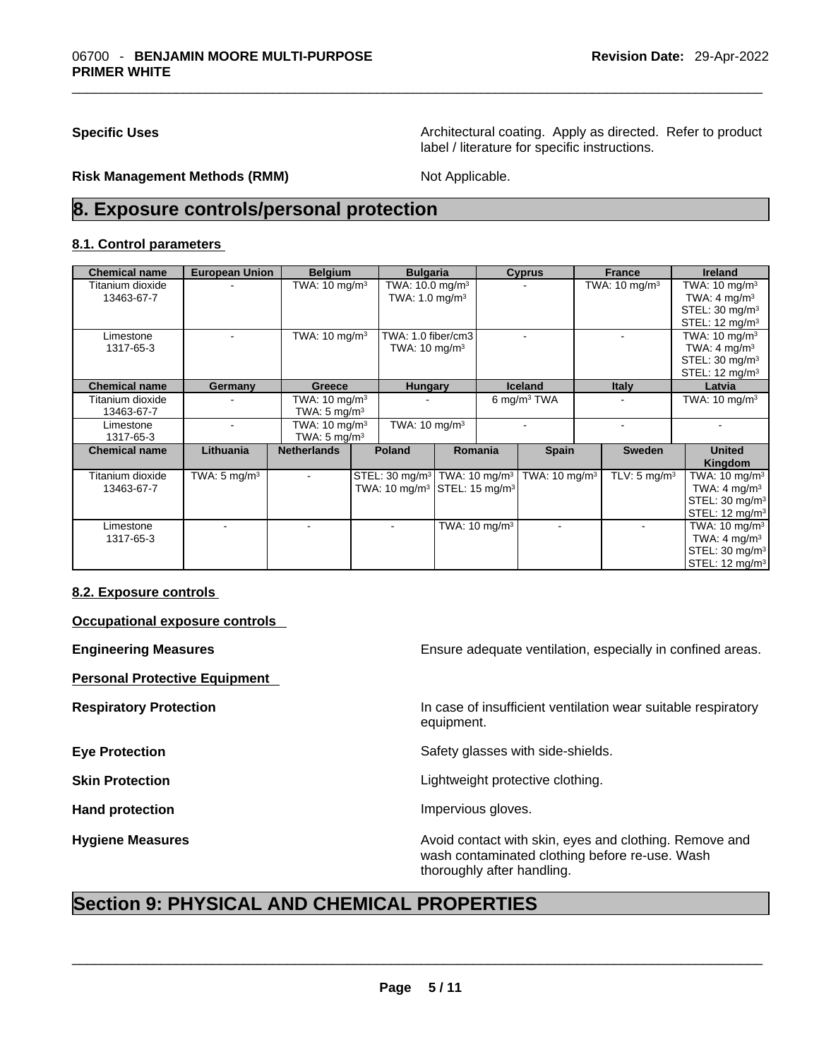**Specific Uses** Architectural coating. Apply as directed. Refer to product label / literature for specific instructions.

**Risk Management Methods (RMM)** Not Applicable.

# 8. Exposure controls/personal protection

### 8.1. Control parameters

| Chemical name | European Union | Belgium | Bulgaria | Cyprus | France | Ireland |
|---|---|---|---|---|---|---|
| Titanium dioxide 13463-67-7 | - | TWA: 10 mg/m³ | TWA: 10.0 mg/m³ TWA: 1.0 mg/m³ | - | TWA: 10 mg/m³ | TWA: 10 mg/m³ TWA: 4 mg/m³ STEL: 30 mg/m³ STEL: 12 mg/m³ |
| Limestone 1317-65-3 | - | TWA: 10 mg/m³ | TWA: 1.0 fiber/cm3 TWA: 10 mg/m³ | - | - | TWA: 10 mg/m³ TWA: 4 mg/m³ STEL: 30 mg/m³ STEL: 12 mg/m³ |

| Chemical name | Germany | Greece | Hungary | Iceland | Italy | Latvia |
|---|---|---|---|---|---|---|
| Titanium dioxide 13463-67-7 | - | TWA: 10 mg/m³ TWA: 5 mg/m³ | - | 6 mg/m³ TWA | - | TWA: 10 mg/m³ |
| Limestone 1317-65-3 | - | TWA: 10 mg/m³ TWA: 5 mg/m³ | TWA: 10 mg/m³ | - | - | - |

| Chemical name | Lithuania | Netherlands | Poland | Romania | Spain | Sweden | United Kingdom |
|---|---|---|---|---|---|---|---|
| Titanium dioxide 13463-67-7 | TWA: 5 mg/m³ | - | STEL: 30 mg/m³ TWA: 10 mg/m³ | TWA: 10 mg/m³ STEL: 15 mg/m³ | TWA: 10 mg/m³ | TLV: 5 mg/m³ | TWA: 10 mg/m³ TWA: 4 mg/m³ STEL: 30 mg/m³ STEL: 12 mg/m³ |
| Limestone 1317-65-3 | - | - | - | TWA: 10 mg/m³ | - | - | TWA: 10 mg/m³ TWA: 4 mg/m³ STEL: 30 mg/m³ STEL: 12 mg/m³ |

### 8.2. Exposure controls

**Occupational exposure controls**

**Engineering Measures** Ensure adequate ventilation, especially in confined areas.

**Personal Protective Equipment**

**Respiratory Protection** In case of insufficient ventilation wear suitable respiratory equipment.

**Eye Protection** Safety glasses with side-shields.

**Skin Protection** Lightweight protective clothing.

**Hand protection** Impervious gloves.

**Hygiene Measures** Avoid contact with skin, eyes and clothing. Remove and wash contaminated clothing before re-use. Wash thoroughly after handling.

# Section 9: PHYSICAL AND CHEMICAL PROPERTIES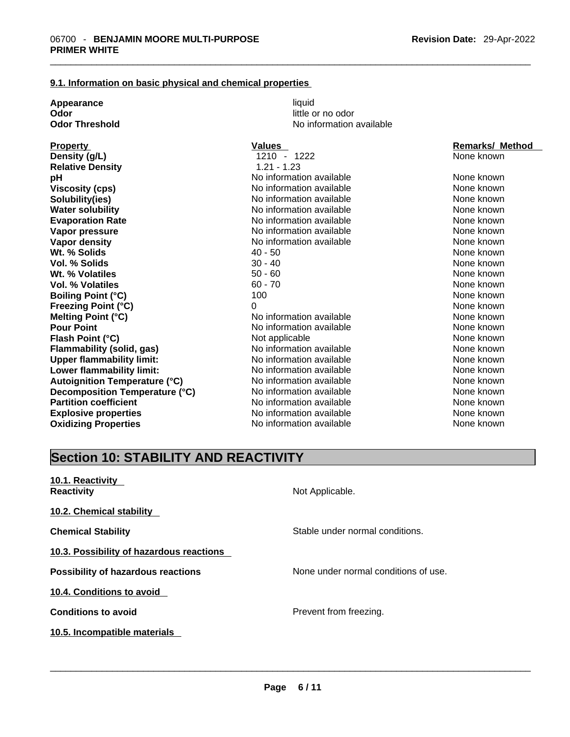### 9.1. Information on basic physical and chemical properties

| | |
|---|---|
| **Appearance** | liquid |
| **Odor** | little or no odor |
| **Odor Threshold** | No information available |

| Property | Values | Remarks/ Method |
|---|---|---|
| **Density (g/L)** | 1210 - 1222 | None known |
| **Relative Density** | 1.21 - 1.23 | |
| **pH** | No information available | None known |
| **Viscosity (cps)** | No information available | None known |
| **Solubility(ies)** | No information available | None known |
| **Water solubility** | No information available | None known |
| **Evaporation Rate** | No information available | None known |
| **Vapor pressure** | No information available | None known |
| **Vapor density** | No information available | None known |
| **Wt. % Solids** | 40 - 50 | None known |
| **Vol. % Solids** | 30 - 40 | None known |
| **Wt. % Volatiles** | 50 - 60 | None known |
| **Vol. % Volatiles** | 60 - 70 | None known |
| **Boiling Point (°C)** | 100 | None known |
| **Freezing Point (°C)** | 0 | None known |
| **Melting Point (°C)** | No information available | None known |
| **Pour Point** | No information available | None known |
| **Flash Point (°C)** | Not applicable | None known |
| **Flammability (solid, gas)** | No information available | None known |
| **Upper flammability limit:** | No information available | None known |
| **Lower flammability limit:** | No information available | None known |
| **Autoignition Temperature (°C)** | No information available | None known |
| **Decomposition Temperature (°C)** | No information available | None known |
| **Partition coefficient** | No information available | None known |
| **Explosive properties** | No information available | None known |
| **Oxidizing Properties** | No information available | None known |

## Section 10: STABILITY AND REACTIVITY

### 10.1. Reactivity

**Reactivity** Not Applicable.

### 10.2. Chemical stability

**Chemical Stability** Stable under normal conditions.

### 10.3. Possibility of hazardous reactions

**Possibility of hazardous reactions** None under normal conditions of use.

### 10.4. Conditions to avoid

**Conditions to avoid** Prevent from freezing.

### 10.5. Incompatible materials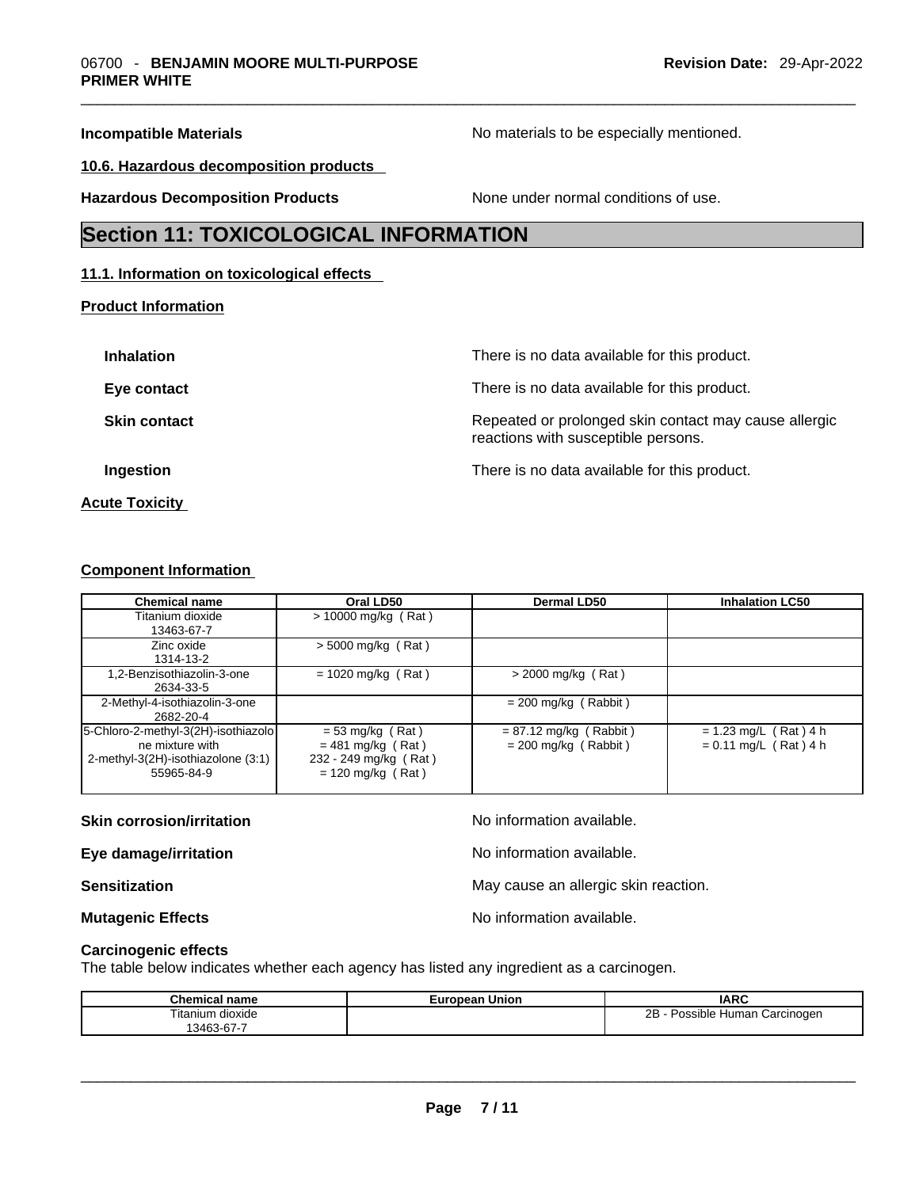**Incompatible Materials** No materials to be especially mentioned.

**10.6. Hazardous decomposition products**

**Hazardous Decomposition Products** None under normal conditions of use.

# Section 11: TOXICOLOGICAL INFORMATION

**11.1. Information on toxicological effects**

**Product Information**

**Inhalation** There is no data available for this product.

**Eye contact** There is no data available for this product.

**Skin contact** Repeated or prolonged skin contact may cause allergic reactions with susceptible persons.

**Ingestion** There is no data available for this product.

**Acute Toxicity**

**Component Information**

| Chemical name | Oral LD50 | Dermal LD50 | Inhalation LC50 |
| --- | --- | --- | --- |
| Titanium dioxide 13463-67-7 | > 10000 mg/kg ( Rat ) | | |
| Zinc oxide 1314-13-2 | > 5000 mg/kg ( Rat ) | | |
| 1,2-Benzisothiazolin-3-one 2634-33-5 | = 1020 mg/kg ( Rat ) | > 2000 mg/kg ( Rat ) | |
| 2-Methyl-4-isothiazolin-3-one 2682-20-4 | | = 200 mg/kg ( Rabbit ) | |
| 5-Chloro-2-methyl-3(2H)-isothiazolone mixture with 2-methyl-3(2H)-isothiazolone (3:1) 55965-84-9 | = 53 mg/kg ( Rat ) = 481 mg/kg ( Rat ) 232 - 249 mg/kg ( Rat ) = 120 mg/kg ( Rat ) | = 87.12 mg/kg ( Rabbit ) = 200 mg/kg ( Rabbit ) | = 1.23 mg/L ( Rat ) 4 h = 0.11 mg/L ( Rat ) 4 h |

**Skin corrosion/irritation** No information available.

**Eye damage/irritation** No information available.

**Sensitization** May cause an allergic skin reaction.

**Mutagenic Effects** No information available.

**Carcinogenic effects**

The table below indicates whether each agency has listed any ingredient as a carcinogen.

| Chemical name | European Union | IARC |
| --- | --- | --- |
| Titanium dioxide 13463-67-7 | | 2B - Possible Human Carcinogen |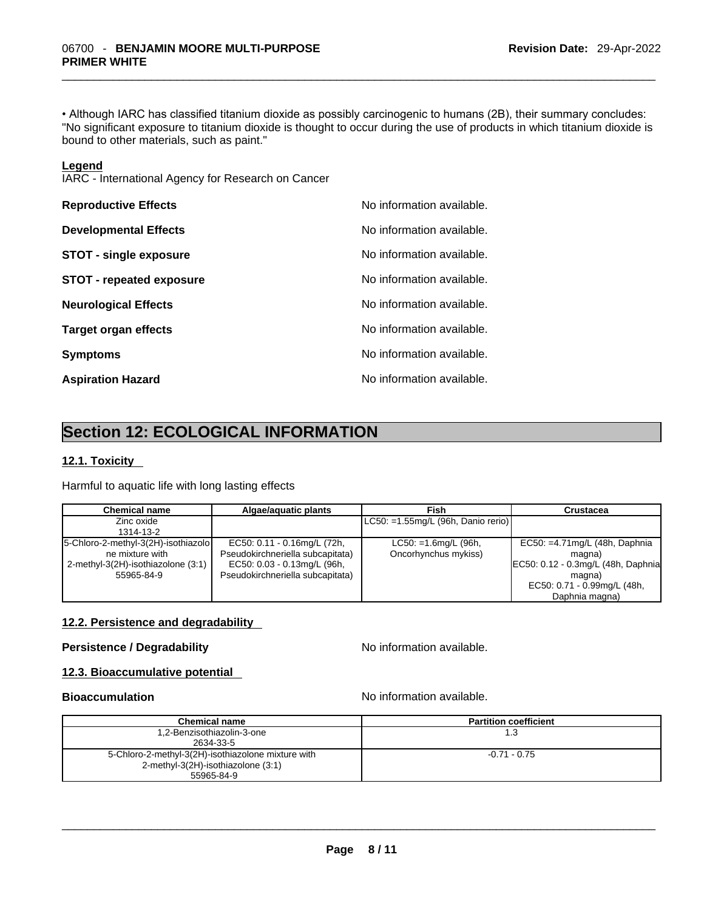• Although IARC has classified titanium dioxide as possibly carcinogenic to humans (2B), their summary concludes: "No significant exposure to titanium dioxide is thought to occur during the use of products in which titanium dioxide is bound to other materials, such as paint."

**Legend**
IARC - International Agency for Research on Cancer

| | |
|---|---|
| **Reproductive Effects** | No information available. |
| **Developmental Effects** | No information available. |
| **STOT - single exposure** | No information available. |
| **STOT - repeated exposure** | No information available. |
| **Neurological Effects** | No information available. |
| **Target organ effects** | No information available. |
| **Symptoms** | No information available. |
| **Aspiration Hazard** | No information available. |

# Section 12: ECOLOGICAL INFORMATION

## 12.1. Toxicity

Harmful to aquatic life with long lasting effects

| Chemical name | Algae/aquatic plants | Fish | Crustacea |
|---|---|---|---|
| Zinc oxide 1314-13-2 | | LC50: =1.55mg/L (96h, Danio rerio) | |
| 5-Chloro-2-methyl-3(2H)-isothiazolone mixture with 2-methyl-3(2H)-isothiazolone (3:1) 55965-84-9 | EC50: 0.11 - 0.16mg/L (72h, Pseudokirchneriella subcapitata) EC50: 0.03 - 0.13mg/L (96h, Pseudokirchneriella subcapitata) | LC50: =1.6mg/L (96h, Oncorhynchus mykiss) | EC50: =4.71mg/L (48h, Daphnia magna) EC50: 0.12 - 0.3mg/L (48h, Daphnia magna) EC50: 0.71 - 0.99mg/L (48h, Daphnia magna) |

## 12.2. Persistence and degradability

**Persistence / Degradability** No information available.

## 12.3. Bioaccumulative potential

**Bioaccumulation** No information available.

| Chemical name | Partition coefficient |
|---|---|
| 1,2-Benzisothiazolin-3-one 2634-33-5 | 1.3 |
| 5-Chloro-2-methyl-3(2H)-isothiazolone mixture with 2-methyl-3(2H)-isothiazolone (3:1) 55965-84-9 | -0.71 - 0.75 |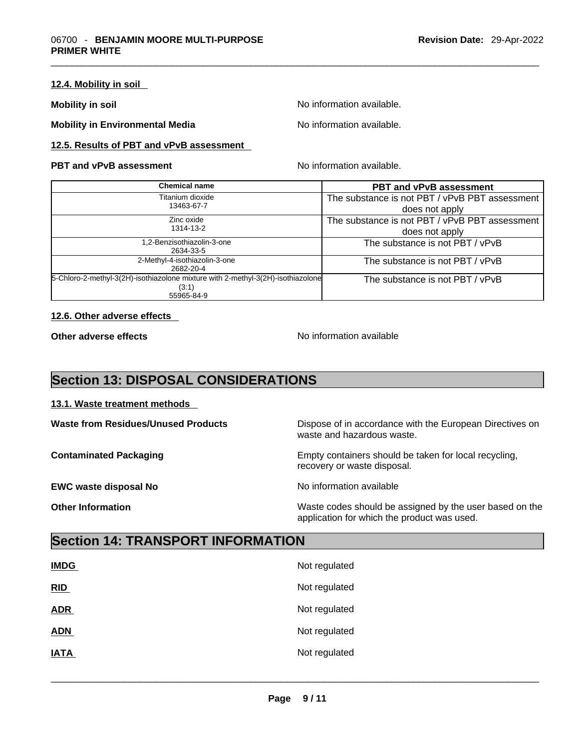### 12.4. Mobility in soil

**Mobility in soil** No information available.

**Mobility in Environmental Media** No information available.

### 12.5. Results of PBT and vPvB assessment

**PBT and vPvB assessment** No information available.

| Chemical name | PBT and vPvB assessment |
|---|---|
| Titanium dioxide<br>13463-67-7 | The substance is not PBT / vPvB PBT assessment does not apply |
| Zinc oxide<br>1314-13-2 | The substance is not PBT / vPvB PBT assessment does not apply |
| 1,2-Benzisothiazolin-3-one<br>2634-33-5 | The substance is not PBT / vPvB |
| 2-Methyl-4-isothiazolin-3-one<br>2682-20-4 | The substance is not PBT / vPvB |
| 5-Chloro-2-methyl-3(2H)-isothiazolone mixture with 2-methyl-3(2H)-isothiazolone (3:1)<br>55965-84-9 | The substance is not PBT / vPvB |

### 12.6. Other adverse effects

**Other adverse effects** No information available

## Section 13: DISPOSAL CONSIDERATIONS

### 13.1. Waste treatment methods

**Waste from Residues/Unused Products** Dispose of in accordance with the European Directives on waste and hazardous waste.

**Contaminated Packaging** Empty containers should be taken for local recycling, recovery or waste disposal.

**EWC waste disposal No** No information available

**Other Information** Waste codes should be assigned by the user based on the application for which the product was used.

## Section 14: TRANSPORT INFORMATION

**IMDG** Not regulated

**RID** Not regulated

**ADR** Not regulated

**ADN** Not regulated

**IATA** Not regulated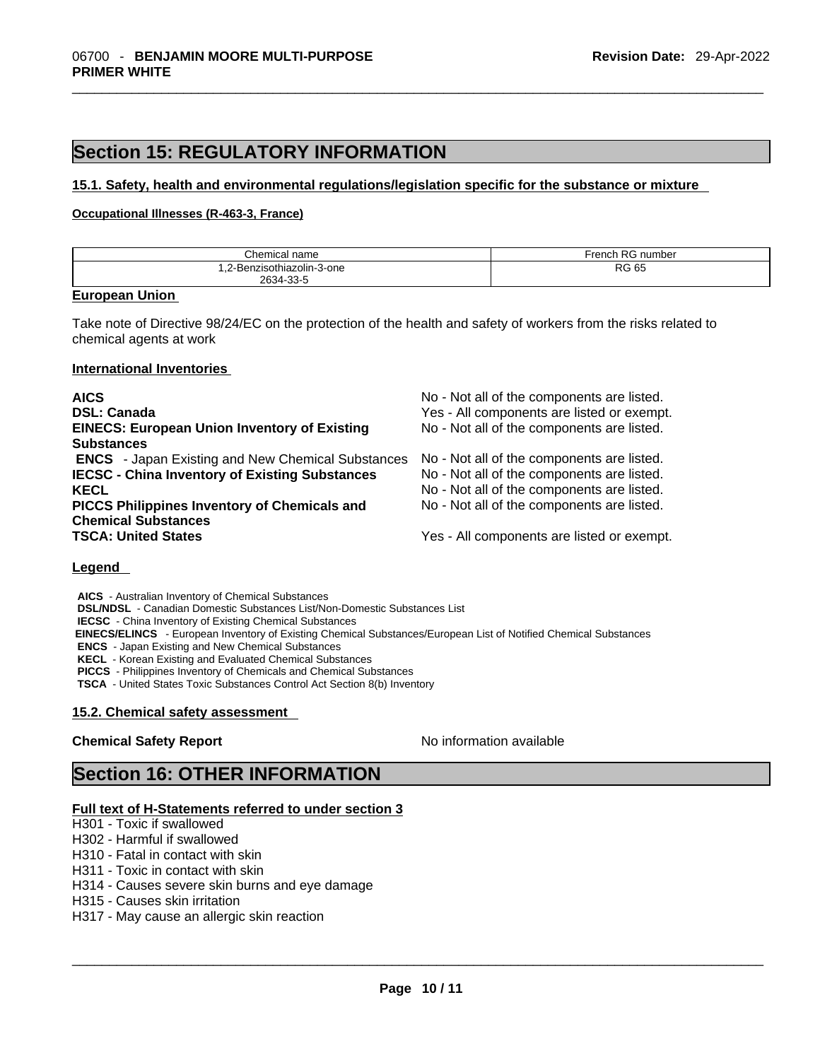## Section 15: REGULATORY INFORMATION

### 15.1. Safety, health and environmental regulations/legislation specific for the substance or mixture

**Occupational Illnesses (R-463-3, France)**

| Chemical name | French RG number |
| --- | --- |
| 1,2-Benzisothiazolin-3-one 2634-33-5 | RG 65 |

**European Union**

Take note of Directive 98/24/EC on the protection of the health and safety of workers from the risks related to chemical agents at work

**International Inventories**

| | |
| --- | --- |
| **AICS** | No - Not all of the components are listed. |
| **DSL: Canada** | Yes - All components are listed or exempt. |
| **EINECS: European Union Inventory of Existing Substances** | No - Not all of the components are listed. |
| **ENCS** - Japan Existing and New Chemical Substances | No - Not all of the components are listed. |
| **IECSC - China Inventory of Existing Substances** | No - Not all of the components are listed. |
| **KECL** | No - Not all of the components are listed. |
| **PICCS Philippines Inventory of Chemicals and Chemical Substances** | No - Not all of the components are listed. |
| **TSCA: United States** | Yes - All components are listed or exempt. |

**Legend**

**AICS** - Australian Inventory of Chemical Substances
**DSL/NDSL** - Canadian Domestic Substances List/Non-Domestic Substances List
**IECSC** - China Inventory of Existing Chemical Substances
**EINECS/ELINCS** - European Inventory of Existing Chemical Substances/European List of Notified Chemical Substances
**ENCS** - Japan Existing and New Chemical Substances
**KECL** - Korean Existing and Evaluated Chemical Substances
**PICCS** - Philippines Inventory of Chemicals and Chemical Substances
**TSCA** - United States Toxic Substances Control Act Section 8(b) Inventory

### 15.2. Chemical safety assessment

**Chemical Safety Report** No information available

## Section 16: OTHER INFORMATION

**Full text of H-Statements referred to under section 3**

H301 - Toxic if swallowed
H302 - Harmful if swallowed
H310 - Fatal in contact with skin
H311 - Toxic in contact with skin
H314 - Causes severe skin burns and eye damage
H315 - Causes skin irritation
H317 - May cause an allergic skin reaction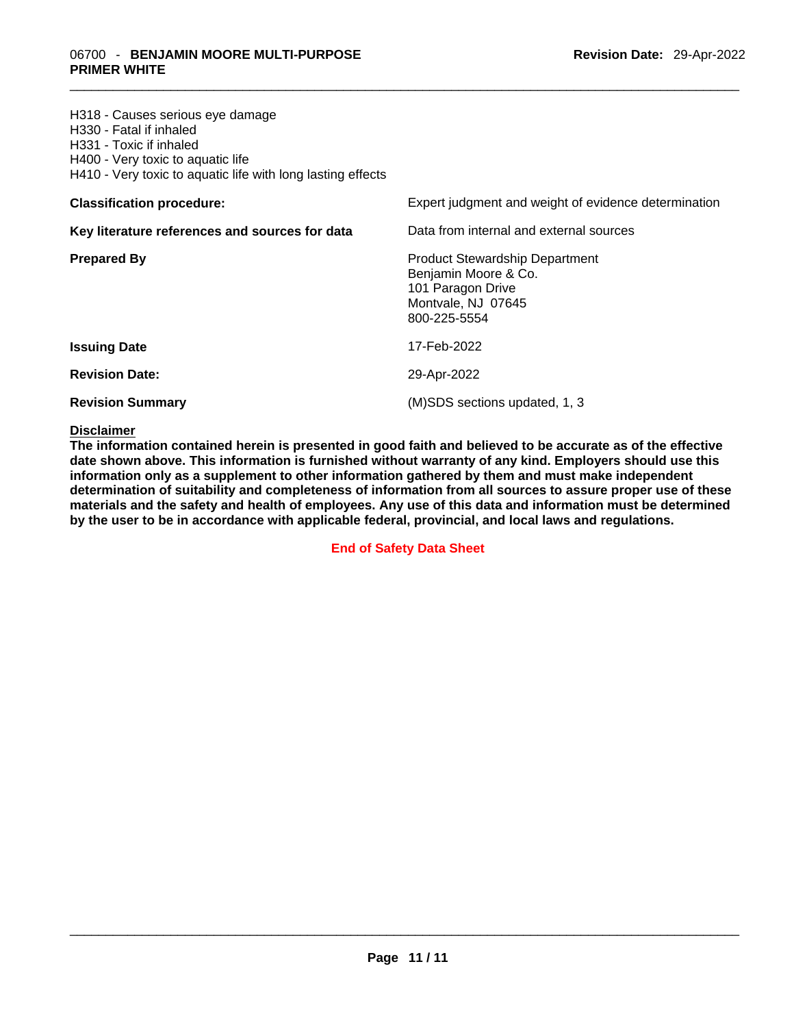H318 - Causes serious eye damage
H330 - Fatal if inhaled
H331 - Toxic if inhaled
H400 - Very toxic to aquatic life
H410 - Very toxic to aquatic life with long lasting effects

| | |
|---|---|
| **Classification procedure:** | Expert judgment and weight of evidence determination |
| **Key literature references and sources for data** | Data from internal and external sources |
| **Prepared By** | Product Stewardship Department<br>Benjamin Moore & Co.<br>101 Paragon Drive<br>Montvale, NJ 07645<br>800-225-5554 |
| **Issuing Date** | 17-Feb-2022 |
| **Revision Date:** | 29-Apr-2022 |
| **Revision Summary** | (M)SDS sections updated, 1, 3 |

**Disclaimer**

**The information contained herein is presented in good faith and believed to be accurate as of the effective date shown above. This information is furnished without warranty of any kind. Employers should use this information only as a supplement to other information gathered by them and must make independent determination of suitability and completeness of information from all sources to assure proper use of these materials and the safety and health of employees. Any use of this data and information must be determined by the user to be in accordance with applicable federal, provincial, and local laws and regulations.**

**End of Safety Data Sheet**